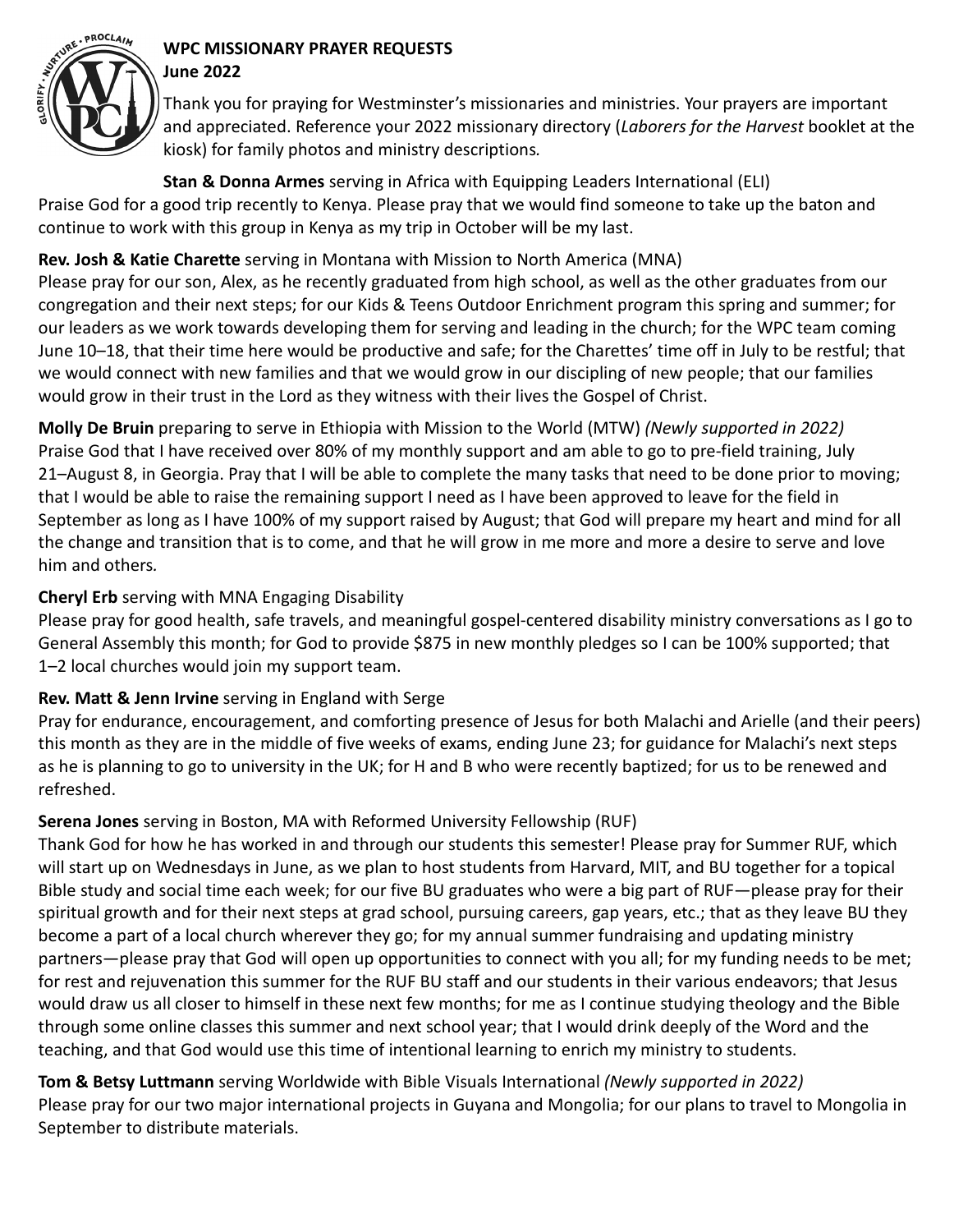**WPC MISSIONARY PRAYER REQUESTS**
**June 2022**

Thank you for praying for Westminster's missionaries and ministries. Your prayers are important and appreciated. Reference your 2022 missionary directory (*Laborers for the Harvest* booklet at the kiosk) for family photos and ministry descriptions.

**Stan & Donna Armes** serving in Africa with Equipping Leaders International (ELI)
Praise God for a good trip recently to Kenya. Please pray that we would find someone to take up the baton and continue to work with this group in Kenya as my trip in October will be my last.

**Rev. Josh & Katie Charette** serving in Montana with Mission to North America (MNA)
Please pray for our son, Alex, as he recently graduated from high school, as well as the other graduates from our congregation and their next steps; for our Kids & Teens Outdoor Enrichment program this spring and summer; for our leaders as we work towards developing them for serving and leading in the church; for the WPC team coming June 10–18, that their time here would be productive and safe; for the Charettes' time off in July to be restful; that we would connect with new families and that we would grow in our discipling of new people; that our families would grow in their trust in the Lord as they witness with their lives the Gospel of Christ.

**Molly De Bruin** preparing to serve in Ethiopia with Mission to the World (MTW) *(Newly supported in 2022)*
Praise God that I have received over 80% of my monthly support and am able to go to pre-field training, July 21–August 8, in Georgia. Pray that I will be able to complete the many tasks that need to be done prior to moving; that I would be able to raise the remaining support I need as I have been approved to leave for the field in September as long as I have 100% of my support raised by August; that God will prepare my heart and mind for all the change and transition that is to come, and that he will grow in me more and more a desire to serve and love him and others.

**Cheryl Erb** serving with MNA Engaging Disability
Please pray for good health, safe travels, and meaningful gospel-centered disability ministry conversations as I go to General Assembly this month; for God to provide $875 in new monthly pledges so I can be 100% supported; that 1–2 local churches would join my support team.

**Rev. Matt & Jenn Irvine** serving in England with Serge
Pray for endurance, encouragement, and comforting presence of Jesus for both Malachi and Arielle (and their peers) this month as they are in the middle of five weeks of exams, ending June 23; for guidance for Malachi's next steps as he is planning to go to university in the UK; for H and B who were recently baptized; for us to be renewed and refreshed.

**Serena Jones** serving in Boston, MA with Reformed University Fellowship (RUF)
Thank God for how he has worked in and through our students this semester! Please pray for Summer RUF, which will start up on Wednesdays in June, as we plan to host students from Harvard, MIT, and BU together for a topical Bible study and social time each week; for our five BU graduates who were a big part of RUF—please pray for their spiritual growth and for their next steps at grad school, pursuing careers, gap years, etc.; that as they leave BU they become a part of a local church wherever they go; for my annual summer fundraising and updating ministry partners—please pray that God will open up opportunities to connect with you all; for my funding needs to be met; for rest and rejuvenation this summer for the RUF BU staff and our students in their various endeavors; that Jesus would draw us all closer to himself in these next few months; for me as I continue studying theology and the Bible through some online classes this summer and next school year; that I would drink deeply of the Word and the teaching, and that God would use this time of intentional learning to enrich my ministry to students.

**Tom & Betsy Luttmann** serving Worldwide with Bible Visuals International *(Newly supported in 2022)*
Please pray for our two major international projects in Guyana and Mongolia; for our plans to travel to Mongolia in September to distribute materials.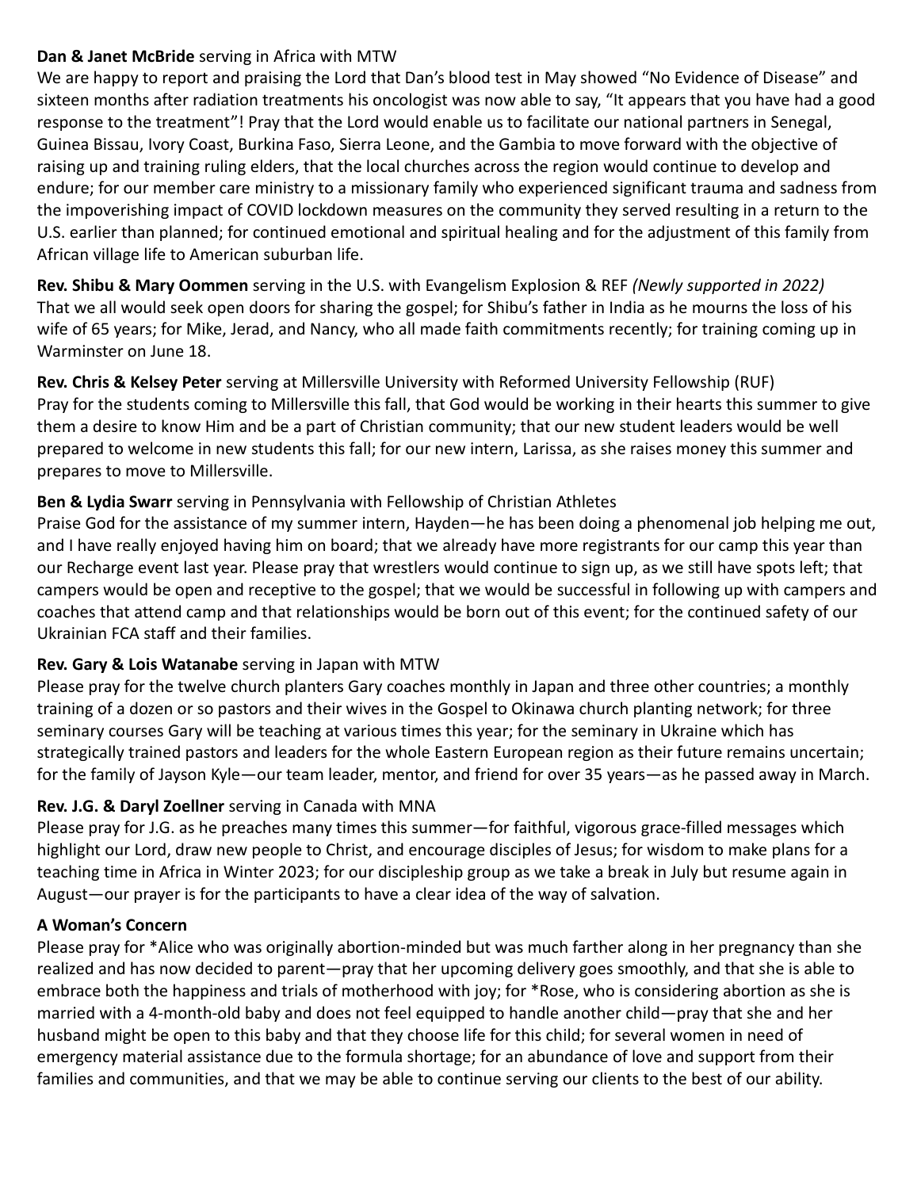**Dan & Janet McBride** serving in Africa with MTW
We are happy to report and praising the Lord that Dan's blood test in May showed "No Evidence of Disease" and sixteen months after radiation treatments his oncologist was now able to say, "It appears that you have had a good response to the treatment"! Pray that the Lord would enable us to facilitate our national partners in Senegal, Guinea Bissau, Ivory Coast, Burkina Faso, Sierra Leone, and the Gambia to move forward with the objective of raising up and training ruling elders, that the local churches across the region would continue to develop and endure; for our member care ministry to a missionary family who experienced significant trauma and sadness from the impoverishing impact of COVID lockdown measures on the community they served resulting in a return to the U.S. earlier than planned; for continued emotional and spiritual healing and for the adjustment of this family from African village life to American suburban life.

**Rev. Shibu & Mary Oommen** serving in the U.S. with Evangelism Explosion & REF *(Newly supported in 2022)*
That we all would seek open doors for sharing the gospel; for Shibu's father in India as he mourns the loss of his wife of 65 years; for Mike, Jerad, and Nancy, who all made faith commitments recently; for training coming up in Warminster on June 18.

**Rev. Chris & Kelsey Peter** serving at Millersville University with Reformed University Fellowship (RUF)
Pray for the students coming to Millersville this fall, that God would be working in their hearts this summer to give them a desire to know Him and be a part of Christian community; that our new student leaders would be well prepared to welcome in new students this fall; for our new intern, Larissa, as she raises money this summer and prepares to move to Millersville.

**Ben & Lydia Swarr** serving in Pennsylvania with Fellowship of Christian Athletes
Praise God for the assistance of my summer intern, Hayden—he has been doing a phenomenal job helping me out, and I have really enjoyed having him on board; that we already have more registrants for our camp this year than our Recharge event last year. Please pray that wrestlers would continue to sign up, as we still have spots left; that campers would be open and receptive to the gospel; that we would be successful in following up with campers and coaches that attend camp and that relationships would be born out of this event; for the continued safety of our Ukrainian FCA staff and their families.

**Rev. Gary & Lois Watanabe** serving in Japan with MTW
Please pray for the twelve church planters Gary coaches monthly in Japan and three other countries; a monthly training of a dozen or so pastors and their wives in the Gospel to Okinawa church planting network; for three seminary courses Gary will be teaching at various times this year; for the seminary in Ukraine which has strategically trained pastors and leaders for the whole Eastern European region as their future remains uncertain; for the family of Jayson Kyle—our team leader, mentor, and friend for over 35 years—as he passed away in March.

**Rev. J.G. & Daryl Zoellner** serving in Canada with MNA
Please pray for J.G. as he preaches many times this summer—for faithful, vigorous grace-filled messages which highlight our Lord, draw new people to Christ, and encourage disciples of Jesus; for wisdom to make plans for a teaching time in Africa in Winter 2023; for our discipleship group as we take a break in July but resume again in August—our prayer is for the participants to have a clear idea of the way of salvation.

**A Woman's Concern**
Please pray for *Alice who was originally abortion-minded but was much farther along in her pregnancy than she realized and has now decided to parent—pray that her upcoming delivery goes smoothly, and that she is able to embrace both the happiness and trials of motherhood with joy; for *Rose, who is considering abortion as she is married with a 4-month-old baby and does not feel equipped to handle another child—pray that she and her husband might be open to this baby and that they choose life for this child; for several women in need of emergency material assistance due to the formula shortage; for an abundance of love and support from their families and communities, and that we may be able to continue serving our clients to the best of our ability.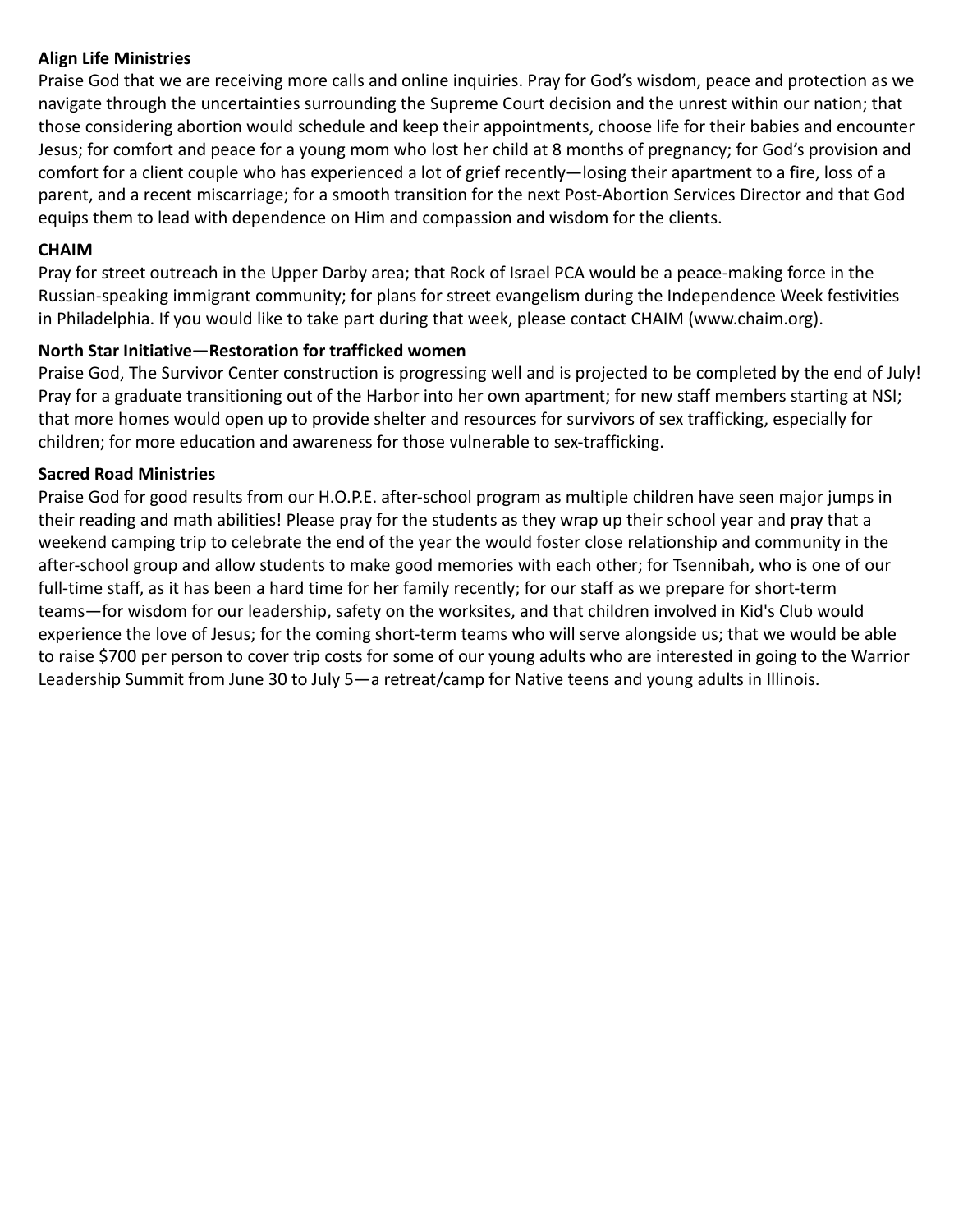**Align Life Ministries**

Praise God that we are receiving more calls and online inquiries. Pray for God's wisdom, peace and protection as we navigate through the uncertainties surrounding the Supreme Court decision and the unrest within our nation; that those considering abortion would schedule and keep their appointments, choose life for their babies and encounter Jesus; for comfort and peace for a young mom who lost her child at 8 months of pregnancy; for God's provision and comfort for a client couple who has experienced a lot of grief recently—losing their apartment to a fire, loss of a parent, and a recent miscarriage; for a smooth transition for the next Post-Abortion Services Director and that God equips them to lead with dependence on Him and compassion and wisdom for the clients.

**CHAIM**

Pray for street outreach in the Upper Darby area; that Rock of Israel PCA would be a peace-making force in the Russian-speaking immigrant community; for plans for street evangelism during the Independence Week festivities in Philadelphia. If you would like to take part during that week, please contact CHAIM (www.chaim.org).

**North Star Initiative—Restoration for trafficked women**

Praise God, The Survivor Center construction is progressing well and is projected to be completed by the end of July! Pray for a graduate transitioning out of the Harbor into her own apartment; for new staff members starting at NSI; that more homes would open up to provide shelter and resources for survivors of sex trafficking, especially for children; for more education and awareness for those vulnerable to sex-trafficking.

**Sacred Road Ministries**

Praise God for good results from our H.O.P.E. after-school program as multiple children have seen major jumps in their reading and math abilities! Please pray for the students as they wrap up their school year and pray that a weekend camping trip to celebrate the end of the year the would foster close relationship and community in the after-school group and allow students to make good memories with each other; for Tsennibah, who is one of our full-time staff, as it has been a hard time for her family recently; for our staff as we prepare for short-term teams—for wisdom for our leadership, safety on the worksites, and that children involved in Kid's Club would experience the love of Jesus; for the coming short-term teams who will serve alongside us; that we would be able to raise $700 per person to cover trip costs for some of our young adults who are interested in going to the Warrior Leadership Summit from June 30 to July 5—a retreat/camp for Native teens and young adults in Illinois.